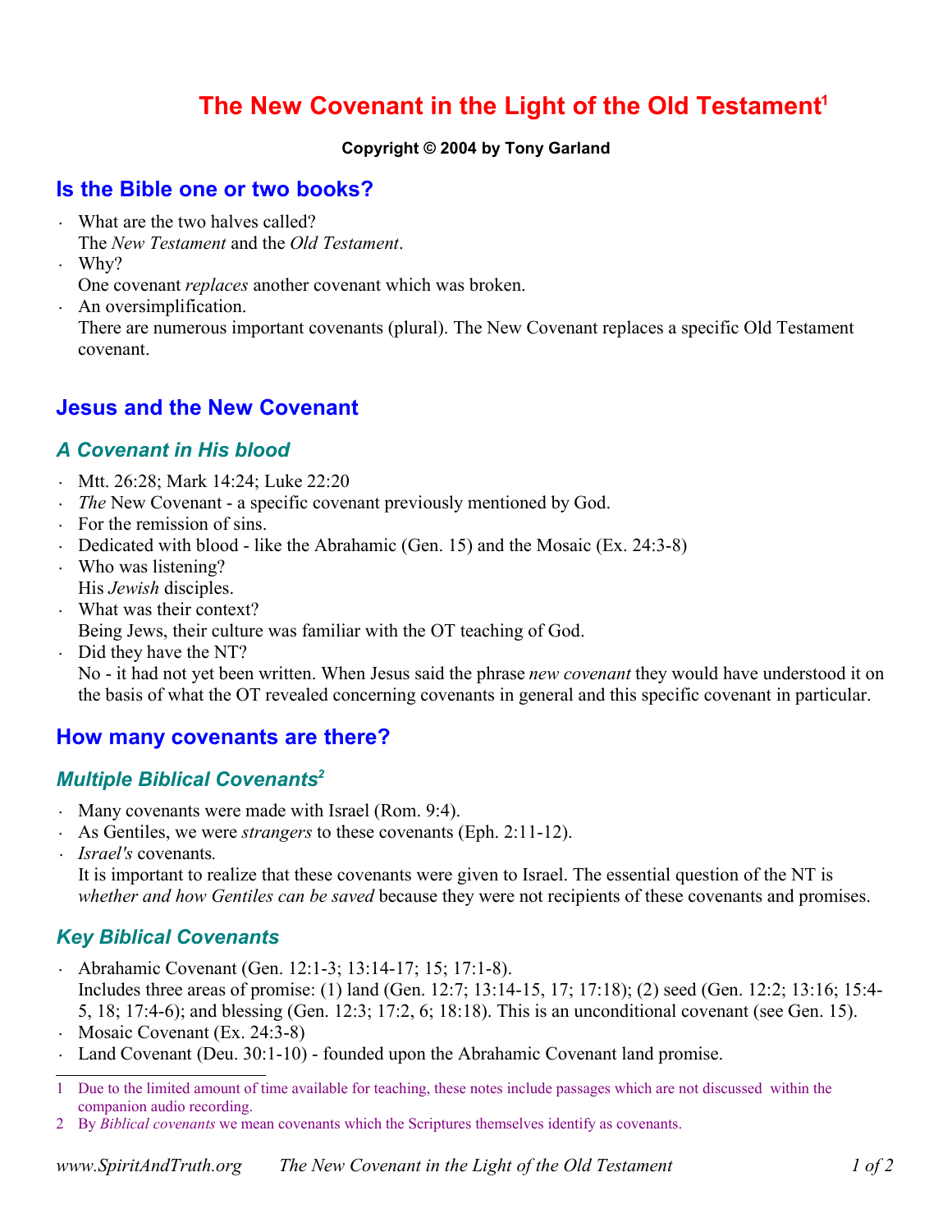# The New Covenant in the Light of the Old Testament[1]

**Copyright © 2004 by Tony Garland**

## Is the Bible one or two books?

- What are the two halves called?
  The *New Testament* and the *Old Testament*.
- Why?
  One covenant *replaces* another covenant which was broken.
- An oversimplification.
  There are numerous important covenants (plural). The New Covenant replaces a specific Old Testament covenant.

## Jesus and the New Covenant

### A Covenant in His blood

- Mtt. 26:28; Mark 14:24; Luke 22:20
- *The* New Covenant - a specific covenant previously mentioned by God.
- For the remission of sins.
- Dedicated with blood - like the Abrahamic (Gen. 15) and the Mosaic (Ex. 24:3-8)
- Who was listening?
  His *Jewish* disciples.
- What was their context?
  Being Jews, their culture was familiar with the OT teaching of God.
- Did they have the NT?
  No - it had not yet been written. When Jesus said the phrase *new covenant* they would have understood it on the basis of what the OT revealed concerning covenants in general and this specific covenant in particular.

## How many covenants are there?

### Multiple Biblical Covenants[2]

- Many covenants were made with Israel (Rom. 9:4).
- As Gentiles, we were *strangers* to these covenants (Eph. 2:11-12).
- *Israel's* covenants.
  It is important to realize that these covenants were given to Israel. The essential question of the NT is *whether and how Gentiles can be saved* because they were not recipients of these covenants and promises.

### Key Biblical Covenants

- Abrahamic Covenant (Gen. 12:1-3; 13:14-17; 15; 17:1-8).
  Includes three areas of promise: (1) land (Gen. 12:7; 13:14-15, 17; 17:18); (2) seed (Gen. 12:2; 13:16; 15:4-5, 18; 17:4-6); and blessing (Gen. 12:3; 17:2, 6; 18:18). This is an unconditional covenant (see Gen. 15).
- Mosaic Covenant (Ex. 24:3-8)
- Land Covenant (Deu. 30:1-10) - founded upon the Abrahamic Covenant land promise.

---

1 Due to the limited amount of time available for teaching, these notes include passages which are not discussed within the companion audio recording.

2 By *Biblical covenants* we mean covenants which the Scriptures themselves identify as covenants.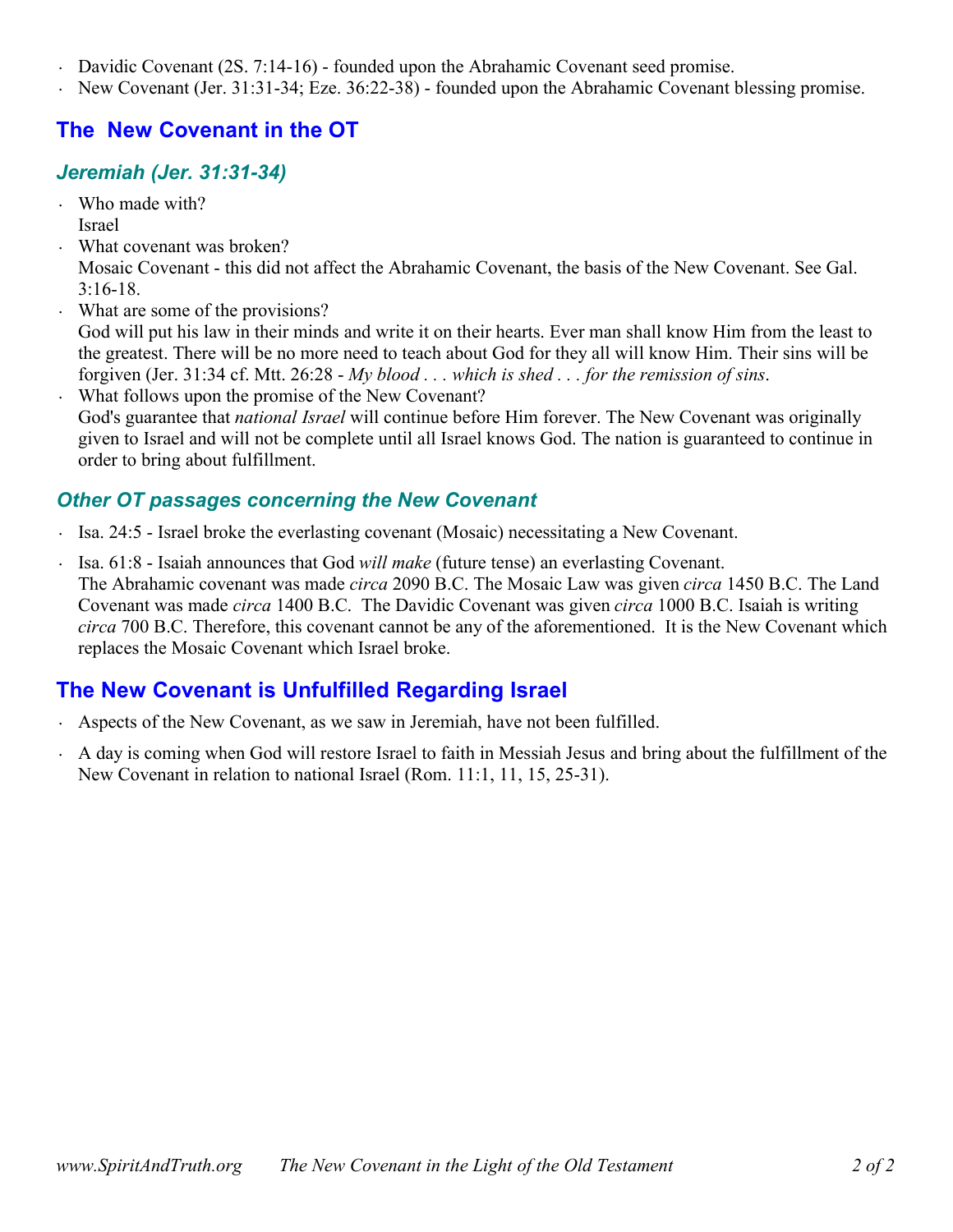- Davidic Covenant (2S. 7:14-16) - founded upon the Abrahamic Covenant seed promise.
- New Covenant (Jer. 31:31-34; Eze. 36:22-38) - founded upon the Abrahamic Covenant blessing promise.

## The New Covenant in the OT

### *Jeremiah (Jer. 31:31-34)*

- Who made with?
  Israel
- What covenant was broken?
  Mosaic Covenant - this did not affect the Abrahamic Covenant, the basis of the New Covenant. See Gal. 3:16-18.
- What are some of the provisions?
  God will put his law in their minds and write it on their hearts. Ever man shall know Him from the least to the greatest. There will be no more need to teach about God for they all will know Him. Their sins will be forgiven (Jer. 31:34 cf. Mtt. 26:28 - *My blood . . . which is shed . . . for the remission of sins*.
- What follows upon the promise of the New Covenant?
  God's guarantee that *national Israel* will continue before Him forever. The New Covenant was originally given to Israel and will not be complete until all Israel knows God. The nation is guaranteed to continue in order to bring about fulfillment.

### *Other OT passages concerning the New Covenant*

- Isa. 24:5 - Israel broke the everlasting covenant (Mosaic) necessitating a New Covenant.
- Isa. 61:8 - Isaiah announces that God *will make* (future tense) an everlasting Covenant.
  The Abrahamic covenant was made *circa* 2090 B.C. The Mosaic Law was given *circa* 1450 B.C. The Land Covenant was made *circa* 1400 B.C. The Davidic Covenant was given *circa* 1000 B.C. Isaiah is writing *circa* 700 B.C. Therefore, this covenant cannot be any of the aforementioned. It is the New Covenant which replaces the Mosaic Covenant which Israel broke.

## The New Covenant is Unfulfilled Regarding Israel

- Aspects of the New Covenant, as we saw in Jeremiah, have not been fulfilled.
- A day is coming when God will restore Israel to faith in Messiah Jesus and bring about the fulfillment of the New Covenant in relation to national Israel (Rom. 11:1, 11, 15, 25-31).